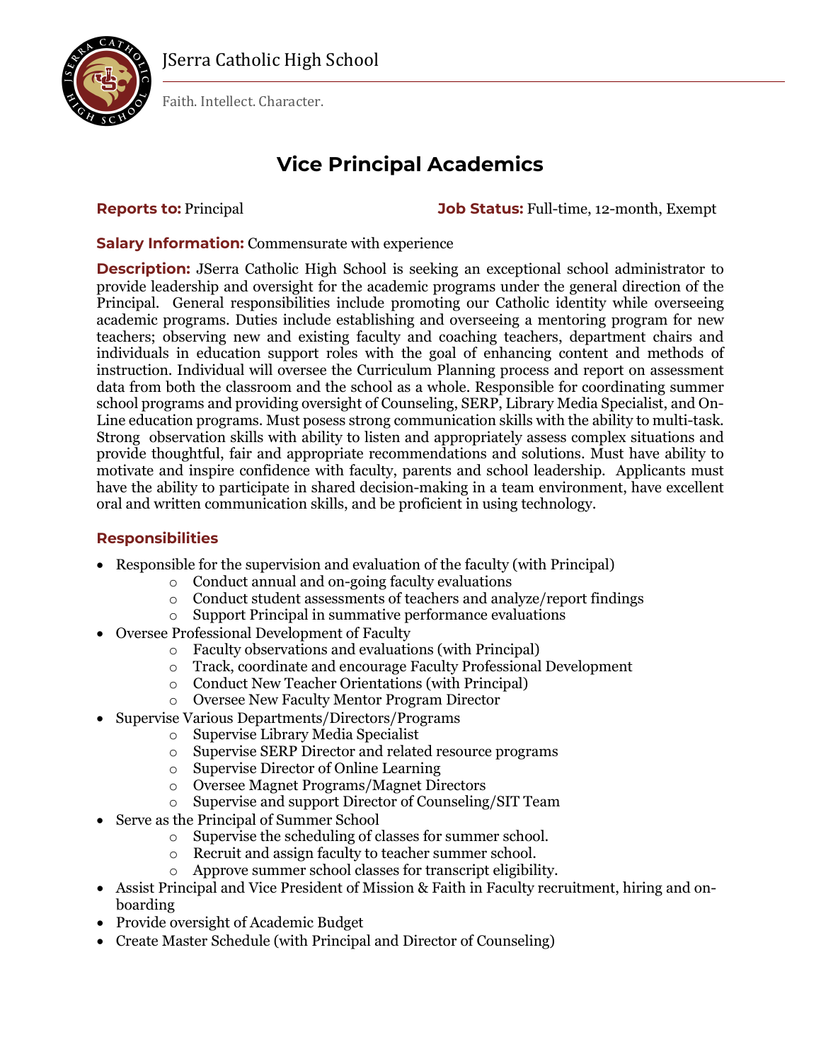JSerra Catholic High School

Faith. Intellect. Character.

# Vice Principal Academics

**Reports to:** Principal **Job Status:** Full-time, 12-month, Exempt

**Salary Information:** Commensurate with experience

**Description:** JSerra Catholic High School is seeking an exceptional school administrator to provide leadership and oversight for the academic programs under the general direction of the Principal. General responsibilities include promoting our Catholic identity while overseeing academic programs. Duties include establishing and overseeing a mentoring program for new teachers; observing new and existing faculty and coaching teachers, department chairs and individuals in education support roles with the goal of enhancing content and methods of instruction. Individual will oversee the Curriculum Planning process and report on assessment data from both the classroom and the school as a whole. Responsible for coordinating summer school programs and providing oversight of Counseling, SERP, Library Media Specialist, and On-Line education programs. Must posess strong communication skills with the ability to multi-task. Strong observation skills with ability to listen and appropriately assess complex situations and provide thoughtful, fair and appropriate recommendations and solutions. Must have ability to motivate and inspire confidence with faculty, parents and school leadership. Applicants must have the ability to participate in shared decision-making in a team environment, have excellent oral and written communication skills, and be proficient in using technology.

## Responsibilities

- Responsible for the supervision and evaluation of the faculty (with Principal)
  - Conduct annual and on-going faculty evaluations
  - Conduct student assessments of teachers and analyze/report findings
  - Support Principal in summative performance evaluations
- Oversee Professional Development of Faculty
  - Faculty observations and evaluations (with Principal)
  - Track, coordinate and encourage Faculty Professional Development
  - Conduct New Teacher Orientations (with Principal)
  - Oversee New Faculty Mentor Program Director
- Supervise Various Departments/Directors/Programs
  - Supervise Library Media Specialist
  - Supervise SERP Director and related resource programs
  - Supervise Director of Online Learning
  - Oversee Magnet Programs/Magnet Directors
  - Supervise and support Director of Counseling/SIT Team
- Serve as the Principal of Summer School
  - Supervise the scheduling of classes for summer school.
  - Recruit and assign faculty to teacher summer school.
  - Approve summer school classes for transcript eligibility.
- Assist Principal and Vice President of Mission & Faith in Faculty recruitment, hiring and on-boarding
- Provide oversight of Academic Budget
- Create Master Schedule (with Principal and Director of Counseling)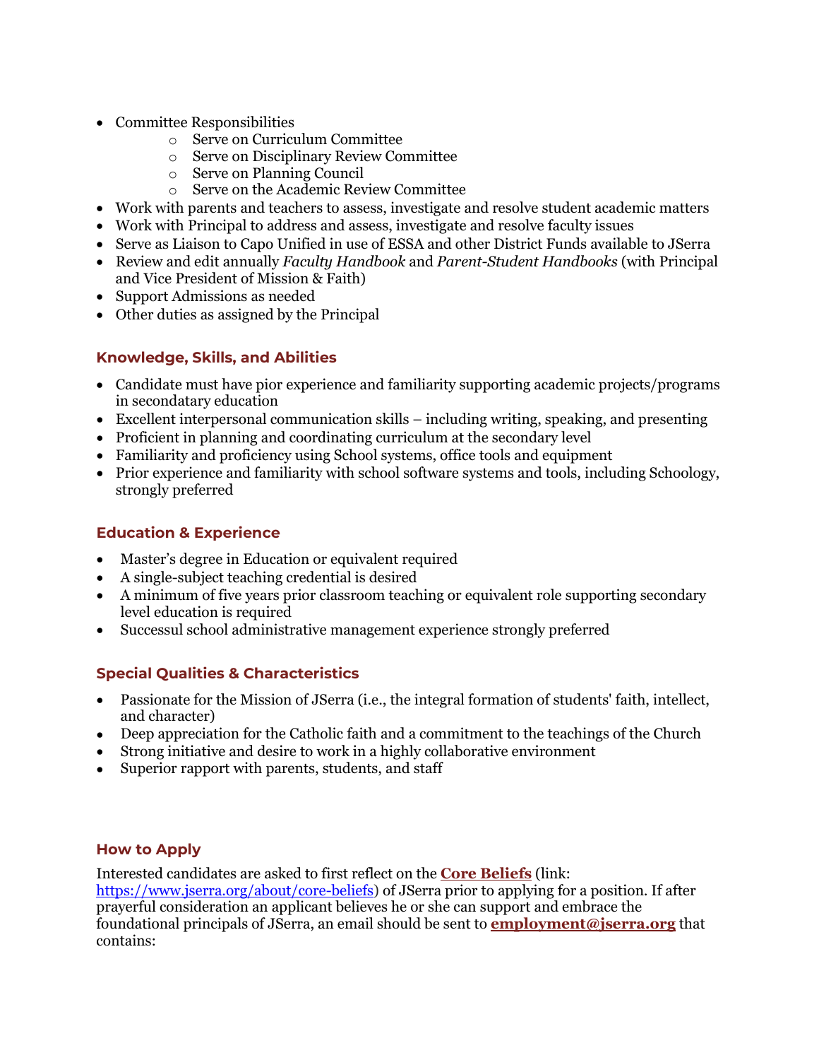- Committee Responsibilities
    - Serve on Curriculum Committee
    - Serve on Disciplinary Review Committee
    - Serve on Planning Council
    - Serve on the Academic Review Committee
- Work with parents and teachers to assess, investigate and resolve student academic matters
- Work with Principal to address and assess, investigate and resolve faculty issues
- Serve as Liaison to Capo Unified in use of ESSA and other District Funds available to JSerra
- Review and edit annually *Faculty Handbook* and *Parent-Student Handbooks* (with Principal and Vice President of Mission & Faith)
- Support Admissions as needed
- Other duties as assigned by the Principal

## Knowledge, Skills, and Abilities

- Candidate must have pior experience and familiarity supporting academic projects/programs in secondatary education
- Excellent interpersonal communication skills – including writing, speaking, and presenting
- Proficient in planning and coordinating curriculum at the secondary level
- Familiarity and proficiency using School systems, office tools and equipment
- Prior experience and familiarity with school software systems and tools, including Schoology, strongly preferred

## Education & Experience

- Master's degree in Education or equivalent required
- A single-subject teaching credential is desired
- A minimum of five years prior classroom teaching or equivalent role supporting secondary level education is required
- Successul school administrative management experience strongly preferred

## Special Qualities & Characteristics

- Passionate for the Mission of JSerra (i.e., the integral formation of students' faith, intellect, and character)
- Deep appreciation for the Catholic faith and a commitment to the teachings of the Church
- Strong initiative and desire to work in a highly collaborative environment
- Superior rapport with parents, students, and staff

## How to Apply

Interested candidates are asked to first reflect on the **Core Beliefs** (link: https://www.jserra.org/about/core-beliefs) of JSerra prior to applying for a position. If after prayerful consideration an applicant believes he or she can support and embrace the foundational principals of JSerra, an email should be sent to **employment@jserra.org** that contains: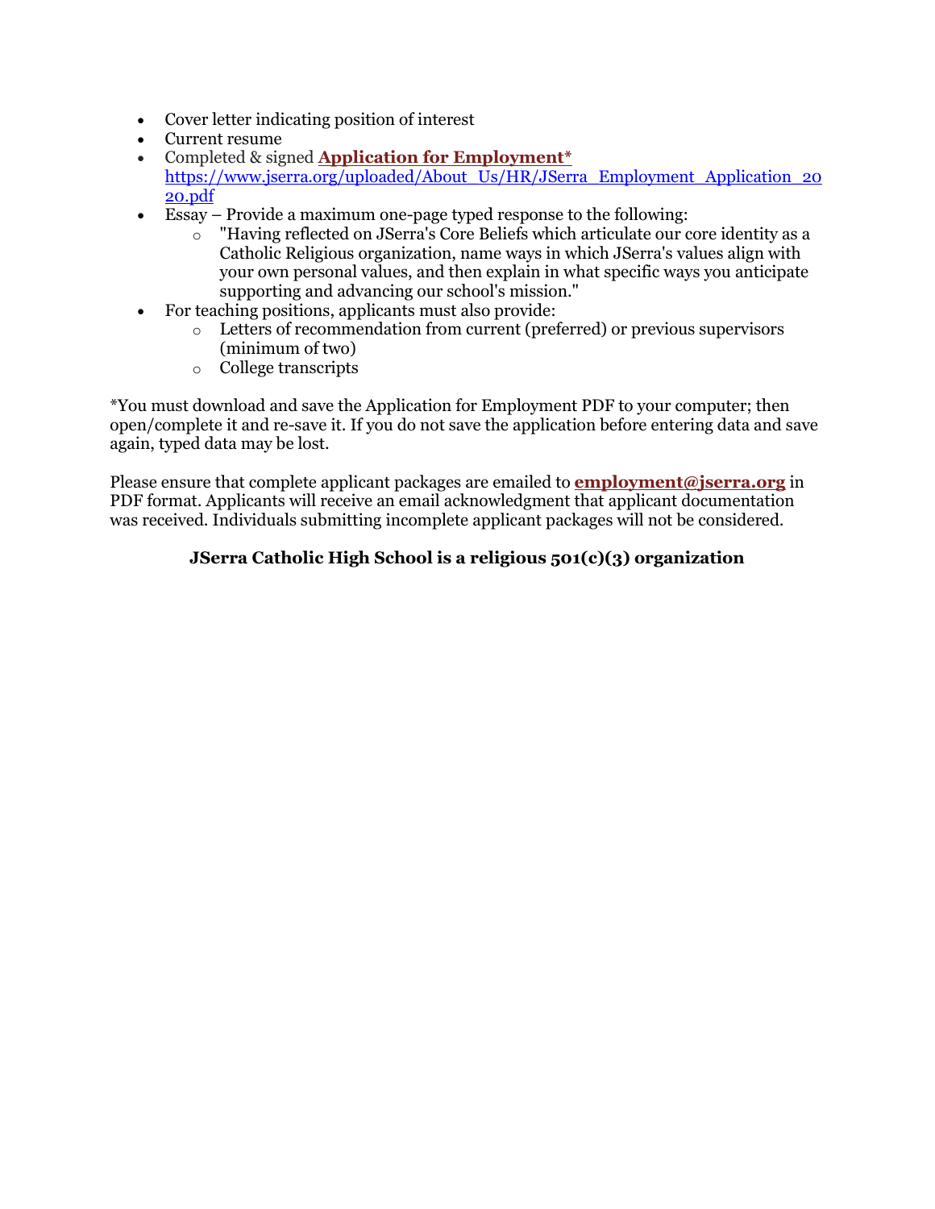- Cover letter indicating position of interest
- Current resume
- Completed & signed **Application for Employment***
  https://www.jserra.org/uploaded/About_Us/HR/JSerra_Employment_Application_2020.pdf
- Essay – Provide a maximum one-page typed response to the following:
  - "Having reflected on JSerra's Core Beliefs which articulate our core identity as a Catholic Religious organization, name ways in which JSerra's values align with your own personal values, and then explain in what specific ways you anticipate supporting and advancing our school's mission."
- For teaching positions, applicants must also provide:
  - Letters of recommendation from current (preferred) or previous supervisors (minimum of two)
  - College transcripts

*You must download and save the Application for Employment PDF to your computer; then open/complete it and re-save it. If you do not save the application before entering data and save again, typed data may be lost.

Please ensure that complete applicant packages are emailed to **employment@jserra.org** in PDF format. Applicants will receive an email acknowledgment that applicant documentation was received. Individuals submitting incomplete applicant packages will not be considered.

**JSerra Catholic High School is a religious 501(c)(3) organization**